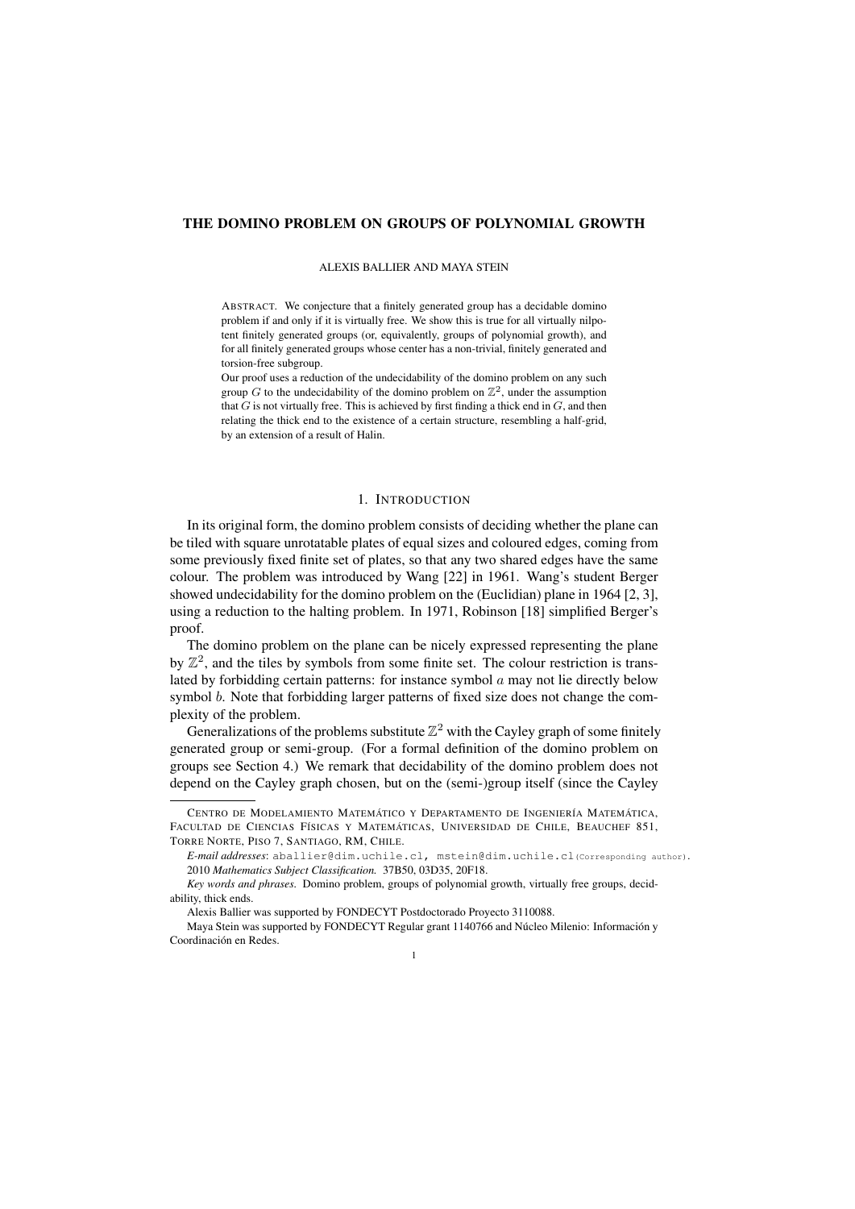# THE DOMINO PROBLEM ON GROUPS OF POLYNOMIAL GROWTH

ALEXIS BALLIER AND MAYA STEIN

ABSTRACT. We conjecture that a finitely generated group has a decidable domino problem if and only if it is virtually free. We show this is true for all virtually nilpotent finitely generated groups (or, equivalently, groups of polynomial growth), and for all finitely generated groups whose center has a non-trivial, finitely generated and torsion-free subgroup.

Our proof uses a reduction of the undecidability of the domino problem on any such group $G$ to the undecidability of the domino problem on $\mathbb{Z}^2$, under the assumption that $G$ is not virtually free. This is achieved by first finding a thick end in $G$, and then relating the thick end to the existence of a certain structure, resembling a half-grid, by an extension of a result of Halin.

## 1. INTRODUCTION

In its original form, the domino problem consists of deciding whether the plane can be tiled with square unrotatable plates of equal sizes and coloured edges, coming from some previously fixed finite set of plates, so that any two shared edges have the same colour. The problem was introduced by Wang [22] in 1961. Wang's student Berger showed undecidability for the domino problem on the (Euclidian) plane in 1964 [2, 3], using a reduction to the halting problem. In 1971, Robinson [18] simplified Berger's proof.

The domino problem on the plane can be nicely expressed representing the plane by $\mathbb{Z}^2$, and the tiles by symbols from some finite set. The colour restriction is translated by forbidding certain patterns: for instance symbol $a$ may not lie directly below symbol $b$. Note that forbidding larger patterns of fixed size does not change the complexity of the problem.

Generalizations of the problems substitute $\mathbb{Z}^2$ with the Cayley graph of some finitely generated group or semi-group. (For a formal definition of the domino problem on groups see Section 4.) We remark that decidability of the domino problem does not depend on the Cayley graph chosen, but on the (semi-)group itself (since the Cayley

---

CENTRO DE MODELAMIENTO MATEMÁTICO Y DEPARTAMENTO DE INGENIERÍA MATEMÁTICA, FACULTAD DE CIENCIAS FÍSICAS Y MATEMÁTICAS, UNIVERSIDAD DE CHILE, BEAUCHEF 851, TORRE NORTE, PISO 7, SANTIAGO, RM, CHILE.

*E-mail addresses*: aballier@dim.uchile.cl, mstein@dim.uchile.cl(Corresponding author).

2010 *Mathematics Subject Classification.* 37B50, 03D35, 20F18.

*Key words and phrases.* Domino problem, groups of polynomial growth, virtually free groups, decidability, thick ends.

Alexis Ballier was supported by FONDECYT Postdoctorado Proyecto 3110088.

Maya Stein was supported by FONDECYT Regular grant 1140766 and Núcleo Milenio: Información y Coordinación en Redes.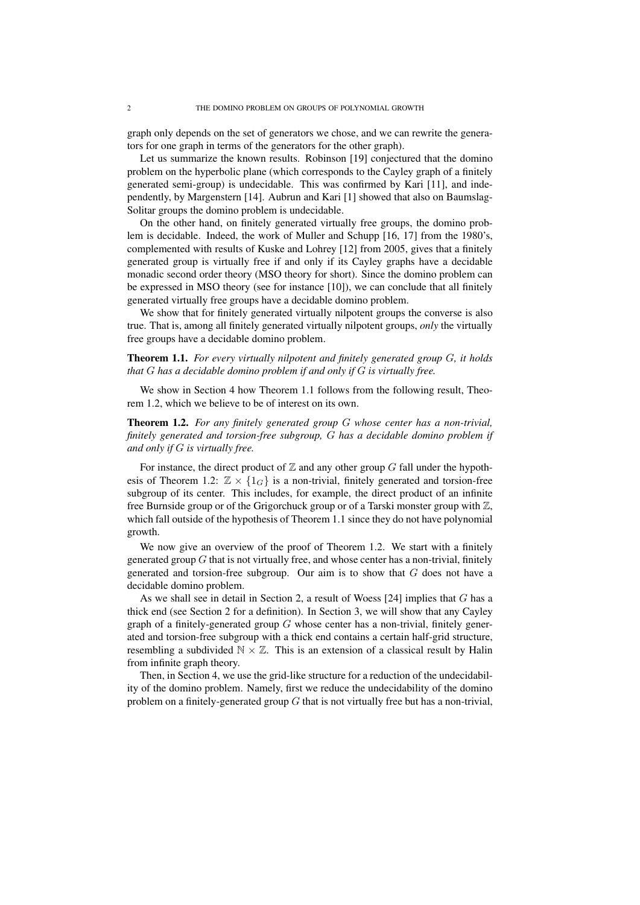graph only depends on the set of generators we chose, and we can rewrite the generators for one graph in terms of the generators for the other graph).

Let us summarize the known results. Robinson [19] conjectured that the domino problem on the hyperbolic plane (which corresponds to the Cayley graph of a finitely generated semi-group) is undecidable. This was confirmed by Kari [11], and independently, by Margenstern [14]. Aubrun and Kari [1] showed that also on Baumslag-Solitar groups the domino problem is undecidable.

On the other hand, on finitely generated virtually free groups, the domino problem is decidable. Indeed, the work of Muller and Schupp [16, 17] from the 1980's, complemented with results of Kuske and Lohrey [12] from 2005, gives that a finitely generated group is virtually free if and only if its Cayley graphs have a decidable monadic second order theory (MSO theory for short). Since the domino problem can be expressed in MSO theory (see for instance [10]), we can conclude that all finitely generated virtually free groups have a decidable domino problem.

We show that for finitely generated virtually nilpotent groups the converse is also true. That is, among all finitely generated virtually nilpotent groups, *only* the virtually free groups have a decidable domino problem.

**Theorem 1.1.** *For every virtually nilpotent and finitely generated group $G$, it holds that $G$ has a decidable domino problem if and only if $G$ is virtually free.*

We show in Section 4 how Theorem 1.1 follows from the following result, Theorem 1.2, which we believe to be of interest on its own.

**Theorem 1.2.** *For any finitely generated group $G$ whose center has a non-trivial, finitely generated and torsion-free subgroup, $G$ has a decidable domino problem if and only if $G$ is virtually free.*

For instance, the direct product of $\mathbb{Z}$ and any other group $G$ fall under the hypothesis of Theorem 1.2: $\mathbb{Z} \times \{1_G\}$ is a non-trivial, finitely generated and torsion-free subgroup of its center. This includes, for example, the direct product of an infinite free Burnside group or of the Grigorchuck group or of a Tarski monster group with $\mathbb{Z}$, which fall outside of the hypothesis of Theorem 1.1 since they do not have polynomial growth.

We now give an overview of the proof of Theorem 1.2. We start with a finitely generated group $G$ that is not virtually free, and whose center has a non-trivial, finitely generated and torsion-free subgroup. Our aim is to show that $G$ does not have a decidable domino problem.

As we shall see in detail in Section 2, a result of Woess [24] implies that $G$ has a thick end (see Section 2 for a definition). In Section 3, we will show that any Cayley graph of a finitely-generated group $G$ whose center has a non-trivial, finitely generated and torsion-free subgroup with a thick end contains a certain half-grid structure, resembling a subdivided $\mathbb{N} \times \mathbb{Z}$. This is an extension of a classical result by Halin from infinite graph theory.

Then, in Section 4, we use the grid-like structure for a reduction of the undecidability of the domino problem. Namely, first we reduce the undecidability of the domino problem on a finitely-generated group $G$ that is not virtually free but has a non-trivial,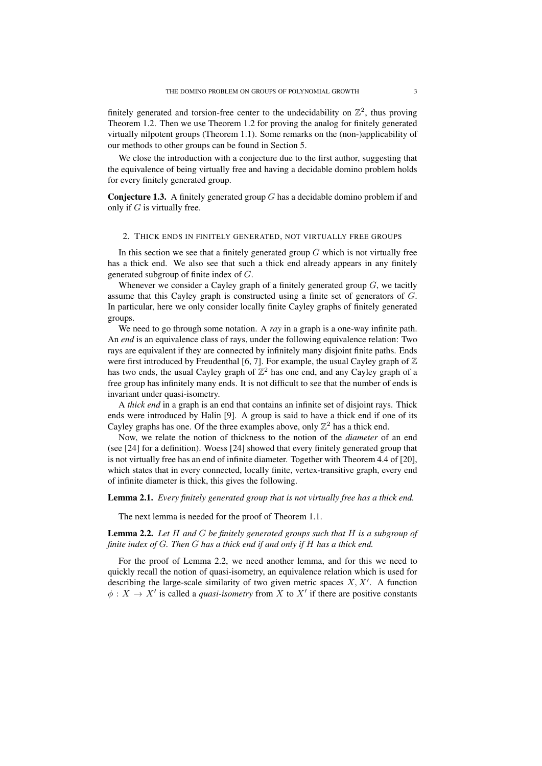finitely generated and torsion-free center to the undecidability on $\mathbb{Z}^2$, thus proving Theorem 1.2. Then we use Theorem 1.2 for proving the analog for finitely generated virtually nilpotent groups (Theorem 1.1). Some remarks on the (non-)applicability of our methods to other groups can be found in Section 5.

We close the introduction with a conjecture due to the first author, suggesting that the equivalence of being virtually free and having a decidable domino problem holds for every finitely generated group.

**Conjecture 1.3.** A finitely generated group $G$ has a decidable domino problem if and only if $G$ is virtually free.

## 2. Thick ends in finitely generated, not virtually free groups

In this section we see that a finitely generated group $G$ which is not virtually free has a thick end. We also see that such a thick end already appears in any finitely generated subgroup of finite index of $G$.

Whenever we consider a Cayley graph of a finitely generated group $G$, we tacitly assume that this Cayley graph is constructed using a finite set of generators of $G$. In particular, here we only consider locally finite Cayley graphs of finitely generated groups.

We need to go through some notation. A *ray* in a graph is a one-way infinite path. An *end* is an equivalence class of rays, under the following equivalence relation: Two rays are equivalent if they are connected by infinitely many disjoint finite paths. Ends were first introduced by Freudenthal [6, 7]. For example, the usual Cayley graph of $\mathbb{Z}$ has two ends, the usual Cayley graph of $\mathbb{Z}^2$ has one end, and any Cayley graph of a free group has infinitely many ends. It is not difficult to see that the number of ends is invariant under quasi-isometry.

A *thick end* in a graph is an end that contains an infinite set of disjoint rays. Thick ends were introduced by Halin [9]. A group is said to have a thick end if one of its Cayley graphs has one. Of the three examples above, only $\mathbb{Z}^2$ has a thick end.

Now, we relate the notion of thickness to the notion of the *diameter* of an end (see [24] for a definition). Woess [24] showed that every finitely generated group that is not virtually free has an end of infinite diameter. Together with Theorem 4.4 of [20], which states that in every connected, locally finite, vertex-transitive graph, every end of infinite diameter is thick, this gives the following.

**Lemma 2.1.** *Every finitely generated group that is not virtually free has a thick end.*

The next lemma is needed for the proof of Theorem 1.1.

**Lemma 2.2.** *Let $H$ and $G$ be finitely generated groups such that $H$ is a subgroup of finite index of $G$. Then $G$ has a thick end if and only if $H$ has a thick end.*

For the proof of Lemma 2.2, we need another lemma, and for this we need to quickly recall the notion of quasi-isometry, an equivalence relation which is used for describing the large-scale similarity of two given metric spaces $X, X'$. A function $\phi : X \to X'$ is called a *quasi-isometry* from $X$ to $X'$ if there are positive constants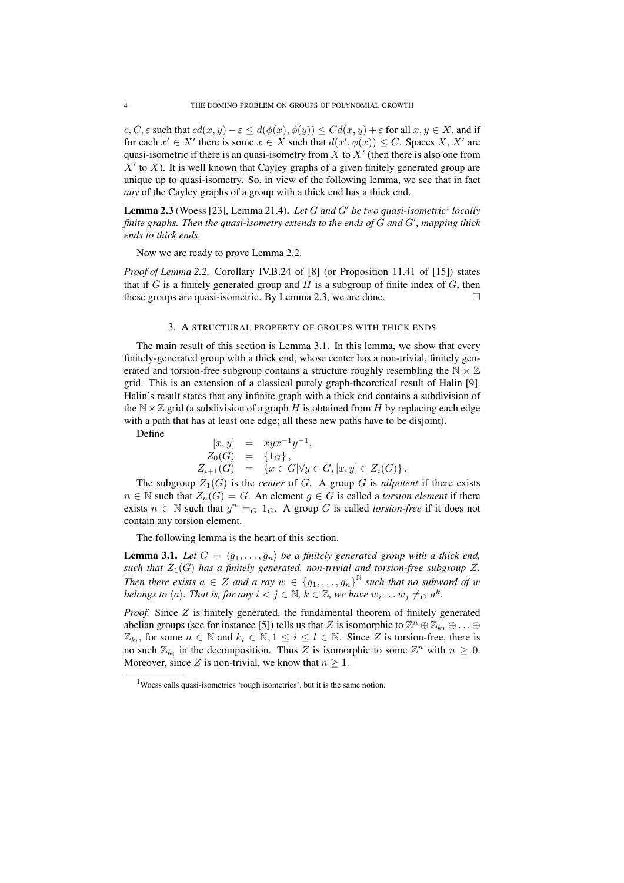$c, C, \varepsilon$ such that $cd(x,y) - \varepsilon \leq d(\phi(x), \phi(y)) \leq Cd(x,y) + \varepsilon$ for all $x, y \in X$, and if for each $x' \in X'$ there is some $x \in X$ such that $d(x', \phi(x)) \leq C$. Spaces $X$, $X'$ are quasi-isometric if there is an quasi-isometry from $X$ to $X'$ (then there is also one from $X'$ to $X$). It is well known that Cayley graphs of a given finitely generated group are unique up to quasi-isometry. So, in view of the following lemma, we see that in fact *any* of the Cayley graphs of a group with a thick end has a thick end.

**Lemma 2.3** (Woess [23], Lemma 21.4)**.** *Let $G$ and $G'$ be two quasi-isometric*[1] *locally finite graphs. Then the quasi-isometry extends to the ends of $G$ and $G'$, mapping thick ends to thick ends.*

Now we are ready to prove Lemma 2.2.

*Proof of Lemma 2.2.* Corollary IV.B.24 of [8] (or Proposition 11.41 of [15]) states that if $G$ is a finitely generated group and $H$ is a subgroup of finite index of $G$, then these groups are quasi-isometric. By Lemma 2.3, we are done. $\square$

## 3. A STRUCTURAL PROPERTY OF GROUPS WITH THICK ENDS

The main result of this section is Lemma 3.1. In this lemma, we show that every finitely-generated group with a thick end, whose center has a non-trivial, finitely generated and torsion-free subgroup contains a structure roughly resembling the $\mathbb{N} \times \mathbb{Z}$ grid. This is an extension of a classical purely graph-theoretical result of Halin [9]. Halin's result states that any infinite graph with a thick end contains a subdivision of the $\mathbb{N} \times \mathbb{Z}$ grid (a subdivision of a graph $H$ is obtained from $H$ by replacing each edge with a path that has at least one edge; all these new paths have to be disjoint).

Define

$$
\begin{aligned}
[x,y] &= xyx^{-1}y^{-1}, \\
Z_0(G) &= \{1_G\}, \\
Z_{i+1}(G) &= \{x \in G | \forall y \in G, [x,y] \in Z_i(G)\}.
\end{aligned}
$$

The subgroup $Z_1(G)$ is the *center* of $G$. A group $G$ is *nilpotent* if there exists $n \in \mathbb{N}$ such that $Z_n(G) = G$. An element $g \in G$ is called a *torsion element* if there exists $n \in \mathbb{N}$ such that $g^n =_G 1_G$. A group $G$ is called *torsion-free* if it does not contain any torsion element.

The following lemma is the heart of this section.

**Lemma 3.1.** *Let $G = \langle g_1, \ldots, g_n \rangle$ be a finitely generated group with a thick end, such that $Z_1(G)$ has a finitely generated, non-trivial and torsion-free subgroup $Z$. Then there exists $a \in Z$ and a ray $w \in \{g_1, \ldots, g_n\}^{\mathbb{N}}$ such that no subword of $w$ belongs to $\langle a \rangle$. That is, for any $i < j \in \mathbb{N}$, $k \in \mathbb{Z}$, we have $w_i \ldots w_j \neq_G a^k$.*

*Proof.* Since $Z$ is finitely generated, the fundamental theorem of finitely generated abelian groups (see for instance [5]) tells us that $Z$ is isomorphic to $\mathbb{Z}^n \oplus \mathbb{Z}_{k_1} \oplus \ldots \oplus \mathbb{Z}_{k_l}$, for some $n \in \mathbb{N}$ and $k_i \in \mathbb{N}, 1 \leq i \leq l \in \mathbb{N}$. Since $Z$ is torsion-free, there is no such $\mathbb{Z}_{k_i}$ in the decomposition. Thus $Z$ is isomorphic to some $\mathbb{Z}^n$ with $n \geq 0$. Moreover, since $Z$ is non-trivial, we know that $n \geq 1$.

[1] Woess calls quasi-isometries 'rough isometries', but it is the same notion.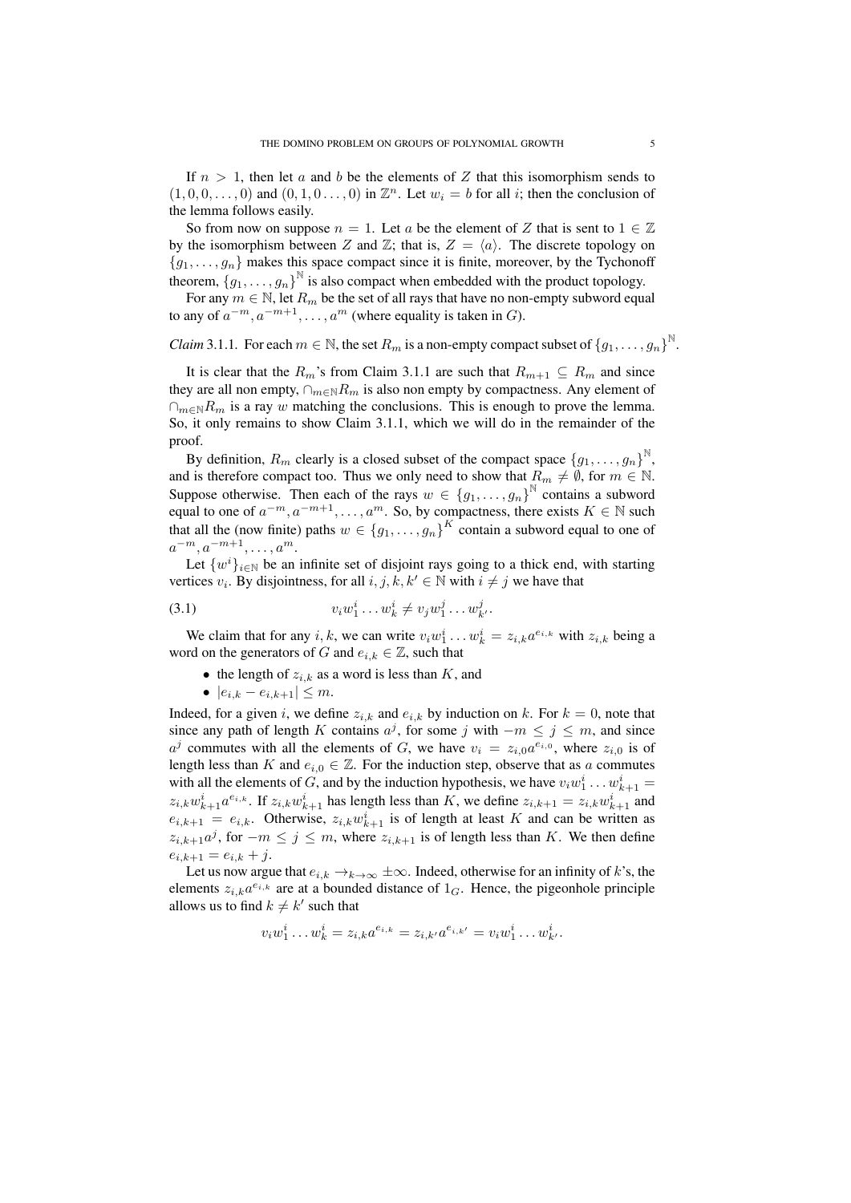If $n > 1$, then let $a$ and $b$ be the elements of $Z$ that this isomorphism sends to $(1, 0, 0, \ldots, 0)$ and $(0, 1, 0 \ldots, 0)$ in $\mathbb{Z}^n$. Let $w_i = b$ for all $i$; then the conclusion of the lemma follows easily.

So from now on suppose $n = 1$. Let $a$ be the element of $Z$ that is sent to $1 \in \mathbb{Z}$ by the isomorphism between $Z$ and $\mathbb{Z}$; that is, $Z = \langle a \rangle$. The discrete topology on $\{g_1, \ldots, g_n\}$ makes this space compact since it is finite, moreover, by the Tychonoff theorem, $\{g_1, \ldots, g_n\}^{\mathbb{N}}$ is also compact when embedded with the product topology.

For any $m \in \mathbb{N}$, let $R_m$ be the set of all rays that have no non-empty subword equal to any of $a^{-m}, a^{-m+1}, \ldots, a^m$ (where equality is taken in $G$).

*Claim* 3.1.1. For each $m \in \mathbb{N}$, the set $R_m$ is a non-empty compact subset of $\{g_1, \ldots, g_n\}^{\mathbb{N}}$.

It is clear that the $R_m$'s from Claim 3.1.1 are such that $R_{m+1} \subseteq R_m$ and since they are all non empty, $\cap_{m \in \mathbb{N}} R_m$ is also non empty by compactness. Any element of $\cap_{m \in \mathbb{N}} R_m$ is a ray $w$ matching the conclusions. This is enough to prove the lemma. So, it only remains to show Claim 3.1.1, which we will do in the remainder of the proof.

By definition, $R_m$ clearly is a closed subset of the compact space $\{g_1, \ldots, g_n\}^{\mathbb{N}}$, and is therefore compact too. Thus we only need to show that $R_m \neq \emptyset$, for $m \in \mathbb{N}$. Suppose otherwise. Then each of the rays $w \in \{g_1, \ldots, g_n\}^{\mathbb{N}}$ contains a subword equal to one of $a^{-m}, a^{-m+1}, \ldots, a^m$. So, by compactness, there exists $K \in \mathbb{N}$ such that all the (now finite) paths $w \in \{g_1, \ldots, g_n\}^K$ contain a subword equal to one of $a^{-m}, a^{-m+1}, \ldots, a^m$.

Let $\{w^i\}_{i \in \mathbb{N}}$ be an infinite set of disjoint rays going to a thick end, with starting vertices $v_i$. By disjointness, for all $i, j, k, k' \in \mathbb{N}$ with $i \neq j$ we have that

$$v_i w_1^i \ldots w_k^i \neq v_j w_1^j \ldots w_{k'}^j. \tag{3.1}$$

We claim that for any $i, k$, we can write $v_i w_1^i \ldots w_k^i = z_{i,k} a^{e_{i,k}}$ with $z_{i,k}$ being a word on the generators of $G$ and $e_{i,k} \in \mathbb{Z}$, such that

- the length of $z_{i,k}$ as a word is less than $K$, and
- $|e_{i,k} - e_{i,k+1}| \leq m$.

Indeed, for a given $i$, we define $z_{i,k}$ and $e_{i,k}$ by induction on $k$. For $k = 0$, note that since any path of length $K$ contains $a^j$, for some $j$ with $-m \leq j \leq m$, and since $a^j$ commutes with all the elements of $G$, we have $v_i = z_{i,0} a^{e_{i,0}}$, where $z_{i,0}$ is of length less than $K$ and $e_{i,0} \in \mathbb{Z}$. For the induction step, observe that as $a$ commutes with all the elements of $G$, and by the induction hypothesis, we have $v_i w_1^i \ldots w_{k+1}^i = z_{i,k} w_{k+1}^i a^{e_{i,k}}$. If $z_{i,k} w_{k+1}^i$ has length less than $K$, we define $z_{i,k+1} = z_{i,k} w_{k+1}^i$ and $e_{i,k+1} = e_{i,k}$. Otherwise, $z_{i,k} w_{k+1}^i$ is of length at least $K$ and can be written as $z_{i,k+1} a^j$, for $-m \leq j \leq m$, where $z_{i,k+1}$ is of length less than $K$. We then define $e_{i,k+1} = e_{i,k} + j$.

Let us now argue that $e_{i,k} \to_{k \to \infty} \pm\infty$. Indeed, otherwise for an infinity of $k$'s, the elements $z_{i,k} a^{e_{i,k}}$ are at a bounded distance of $1_G$. Hence, the pigeonhole principle allows us to find $k \neq k'$ such that

$$v_i w_1^i \ldots w_k^i = z_{i,k} a^{e_{i,k}} = z_{i,k'} a^{e_{i,k'}} = v_i w_1^i \ldots w_{k'}^i.$$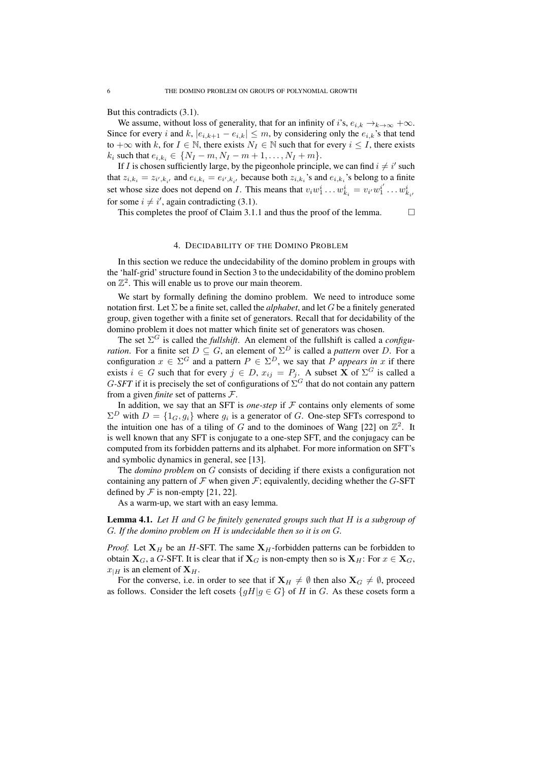But this contradicts (3.1).

We assume, without loss of generality, that for an infinity of $i$'s, $e_{i,k} \to_{k\to\infty} +\infty$. Since for every $i$ and $k$, $|e_{i,k+1} - e_{i,k}| \leq m$, by considering only the $e_{i,k}$'s that tend to $+\infty$ with $k$, for $I \in \mathbb{N}$, there exists $N_I \in \mathbb{N}$ such that for every $i \leq I$, there exists $k_i$ such that $e_{i,k_i} \in \{N_I - m, N_I - m + 1, \ldots, N_I + m\}$.

If $I$ is chosen sufficiently large, by the pigeonhole principle, we can find $i \neq i'$ such that $z_{i,k_i} = z_{i',k_{i'}}$ and $e_{i,k_i} = e_{i',k_{i'}}$ because both $z_{i,k_i}$'s and $e_{i,k_i}$'s belong to a finite set whose size does not depend on $I$. This means that $v_i w_1^i \ldots w_{k_i}^i = v_{i'} w_1^{i'} \ldots w_{k_{i'}}^i$ for some $i \neq i'$, again contradicting (3.1).

This completes the proof of Claim 3.1.1 and thus the proof of the lemma. $\square$

## 4. Decidability of the Domino Problem

In this section we reduce the undecidability of the domino problem in groups with the 'half-grid' structure found in Section 3 to the undecidability of the domino problem on $\mathbb{Z}^2$. This will enable us to prove our main theorem.

We start by formally defining the domino problem. We need to introduce some notation first. Let $\Sigma$ be a finite set, called the *alphabet*, and let $G$ be a finitely generated group, given together with a finite set of generators. Recall that for decidability of the domino problem it does not matter which finite set of generators was chosen.

The set $\Sigma^G$ is called the *fullshift*. An element of the fullshift is called a *configuration*. For a finite set $D \subseteq G$, an element of $\Sigma^D$ is called a *pattern* over $D$. For a configuration $x \in \Sigma^G$ and a pattern $P \in \Sigma^D$, we say that $P$ *appears in* $x$ if there exists $i \in G$ such that for every $j \in D$, $x_{ij} = P_j$. A subset $\mathbf{X}$ of $\Sigma^G$ is called a *$G$-SFT* if it is precisely the set of configurations of $\Sigma^G$ that do not contain any pattern from a given *finite* set of patterns $\mathcal{F}$.

In addition, we say that an SFT is *one-step* if $\mathcal{F}$ contains only elements of some $\Sigma^D$ with $D = \{1_G, g_i\}$ where $g_i$ is a generator of $G$. One-step SFTs correspond to the intuition one has of a tiling of $G$ and to the dominoes of Wang [22] on $\mathbb{Z}^2$. It is well known that any SFT is conjugate to a one-step SFT, and the conjugacy can be computed from its forbidden patterns and its alphabet. For more information on SFT's and symbolic dynamics in general, see [13].

The *domino problem* on $G$ consists of deciding if there exists a configuration not containing any pattern of $\mathcal{F}$ when given $\mathcal{F}$; equivalently, deciding whether the $G$-SFT defined by $\mathcal{F}$ is non-empty [21, 22].

As a warm-up, we start with an easy lemma.

**Lemma 4.1.** *Let $H$ and $G$ be finitely generated groups such that $H$ is a subgroup of $G$. If the domino problem on $H$ is undecidable then so it is on $G$.*

*Proof.* Let $\mathbf{X}_H$ be an $H$-SFT. The same $\mathbf{X}_H$-forbidden patterns can be forbidden to obtain $\mathbf{X}_G$, a $G$-SFT. It is clear that if $\mathbf{X}_G$ is non-empty then so is $\mathbf{X}_H$: For $x \in \mathbf{X}_G$, $x_{|H}$ is an element of $\mathbf{X}_H$.

For the converse, i.e. in order to see that if $\mathbf{X}_H \neq \emptyset$ then also $\mathbf{X}_G \neq \emptyset$, proceed as follows. Consider the left cosets $\{gH | g \in G\}$ of $H$ in $G$. As these cosets form a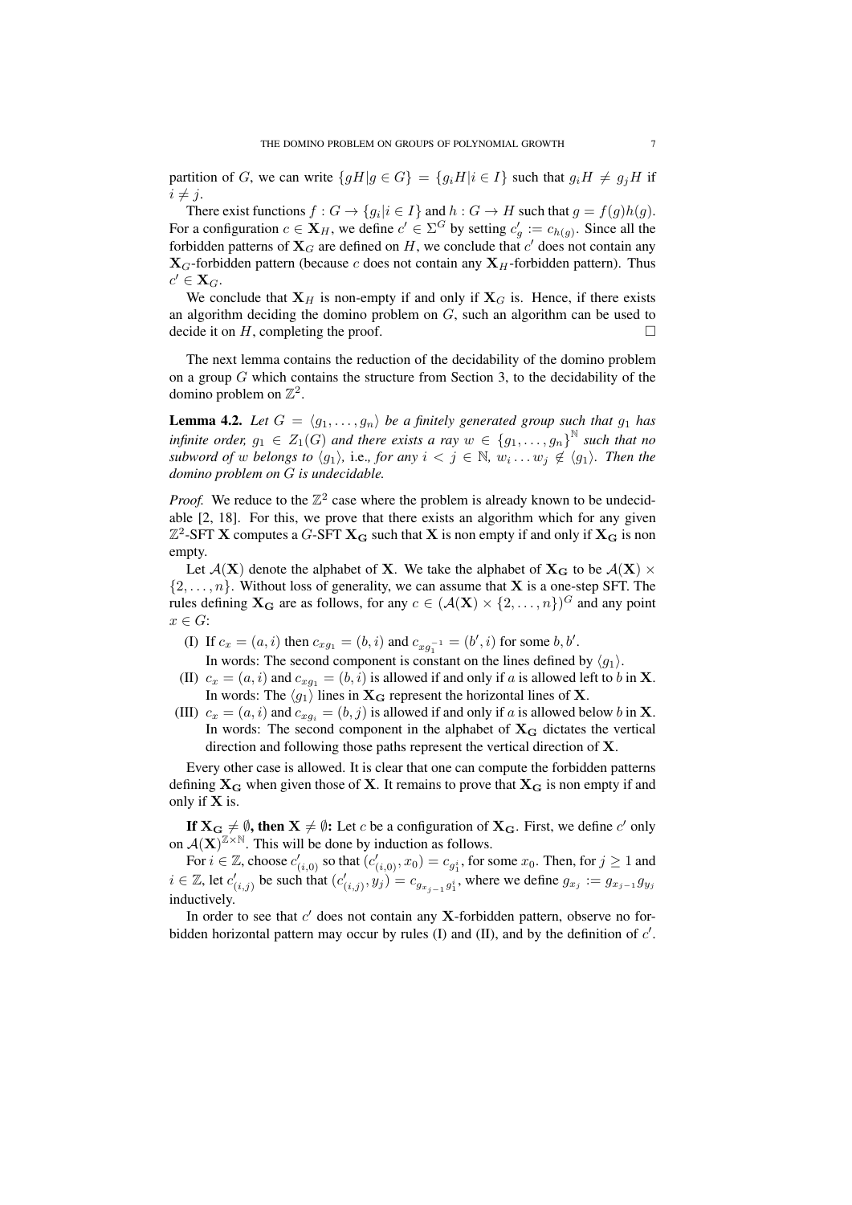partition of $G$, we can write $\{gH|g \in G\} = \{g_iH|i \in I\}$ such that $g_iH \neq g_jH$ if $i \neq j$.

There exist functions $f : G \to \{g_i|i \in I\}$ and $h : G \to H$ such that $g = f(g)h(g)$. For a configuration $c \in \mathbf{X}_H$, we define $c' \in \Sigma^G$ by setting $c'_g := c_{h(g)}$. Since all the forbidden patterns of $\mathbf{X}_G$ are defined on $H$, we conclude that $c'$ does not contain any $\mathbf{X}_G$-forbidden pattern (because $c$ does not contain any $\mathbf{X}_H$-forbidden pattern). Thus $c' \in \mathbf{X}_G$.

We conclude that $\mathbf{X}_H$ is non-empty if and only if $\mathbf{X}_G$ is. Hence, if there exists an algorithm deciding the domino problem on $G$, such an algorithm can be used to decide it on $H$, completing the proof. $\square$

The next lemma contains the reduction of the decidability of the domino problem on a group $G$ which contains the structure from Section 3, to the decidability of the domino problem on $\mathbb{Z}^2$.

**Lemma 4.2.** *Let $G = \langle g_1, \dots, g_n \rangle$ be a finitely generated group such that $g_1$ has infinite order, $g_1 \in Z_1(G)$ and there exists a ray $w \in \{g_1, \dots, g_n\}^{\mathbb{N}}$ such that no subword of $w$ belongs to $\langle g_1 \rangle$, i.e., for any $i < j \in \mathbb{N}$, $w_i \dots w_j \notin \langle g_1 \rangle$. Then the domino problem on $G$ is undecidable.*

*Proof.* We reduce to the $\mathbb{Z}^2$ case where the problem is already known to be undecidable [2, 18]. For this, we prove that there exists an algorithm which for any given $\mathbb{Z}^2$-SFT $\mathbf{X}$ computes a $G$-SFT $\mathbf{X_G}$ such that $\mathbf{X}$ is non empty if and only if $\mathbf{X_G}$ is non empty.

Let $\mathcal{A}(\mathbf{X})$ denote the alphabet of $\mathbf{X}$. We take the alphabet of $\mathbf{X_G}$ to be $\mathcal{A}(\mathbf{X}) \times \{2, \dots, n\}$. Without loss of generality, we can assume that $\mathbf{X}$ is a one-step SFT. The rules defining $\mathbf{X_G}$ are as follows, for any $c \in (\mathcal{A}(\mathbf{X}) \times \{2, \dots, n\})^G$ and any point $x \in G$:

(I) If $c_x = (a, i)$ then $c_{xg_1} = (b, i)$ and $c_{xg_1^{-1}} = (b', i)$ for some $b, b'$.
In words: The second component is constant on the lines defined by $\langle g_1 \rangle$.

(II) $c_x = (a, i)$ and $c_{xg_1} = (b, i)$ is allowed if and only if $a$ is allowed left to $b$ in $\mathbf{X}$.
In words: The $\langle g_1 \rangle$ lines in $\mathbf{X_G}$ represent the horizontal lines of $\mathbf{X}$.

(III) $c_x = (a, i)$ and $c_{xg_i} = (b, j)$ is allowed if and only if $a$ is allowed below $b$ in $\mathbf{X}$.
In words: The second component in the alphabet of $\mathbf{X_G}$ dictates the vertical direction and following those paths represent the vertical direction of $\mathbf{X}$.

Every other case is allowed. It is clear that one can compute the forbidden patterns defining $\mathbf{X_G}$ when given those of $\mathbf{X}$. It remains to prove that $\mathbf{X_G}$ is non empty if and only if $\mathbf{X}$ is.

**If $\mathbf{X_G} \neq \emptyset$, then $\mathbf{X} \neq \emptyset$:** Let $c$ be a configuration of $\mathbf{X_G}$. First, we define $c'$ only on $\mathcal{A}(\mathbf{X})^{\mathbb{Z} \times \mathbb{N}}$. This will be done by induction as follows.

For $i \in \mathbb{Z}$, choose $c'_{(i,0)}$ so that $(c'_{(i,0)}, x_0) = c_{g_1^i}$, for some $x_0$. Then, for $j \geq 1$ and $i \in \mathbb{Z}$, let $c'_{(i,j)}$ be such that $(c'_{(i,j)}, y_j) = c_{g_{x_{j-1}} g_1^i}$, where we define $g_{x_j} := g_{x_{j-1}} g_{y_j}$ inductively.

In order to see that $c'$ does not contain any $\mathbf{X}$-forbidden pattern, observe no forbidden horizontal pattern may occur by rules (I) and (II), and by the definition of $c'$.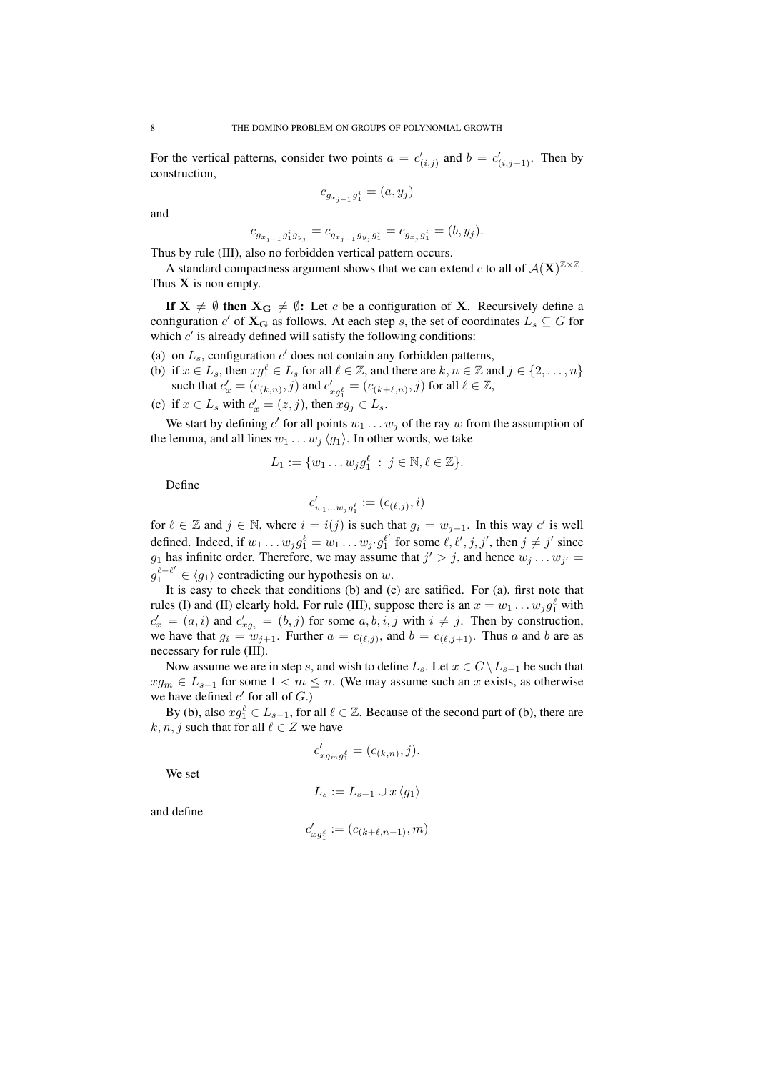For the vertical patterns, consider two points $a = c'_{(i,j)}$ and $b = c'_{(i,j+1)}$. Then by construction,

$$c_{g_{x_{j-1}} g_1^i} = (a, y_j)$$

and

$$c_{g_{x_{j-1}} g_1^i g_{y_j}} = c_{g_{x_{j-1}} g_{y_j} g_1^i} = c_{g_{x_j} g_1^i} = (b, y_j).$$

Thus by rule (III), also no forbidden vertical pattern occurs.

A standard compactness argument shows that we can extend $c$ to all of $\mathcal{A}(\mathbf{X})^{\mathbb{Z}\times\mathbb{Z}}$. Thus $\mathbf{X}$ is non empty.

**If $\mathbf{X} \neq \emptyset$ then $\mathbf{X_G} \neq \emptyset$:** Let $c$ be a configuration of $\mathbf{X}$. Recursively define a configuration $c'$ of $\mathbf{X_G}$ as follows. At each step $s$, the set of coordinates $L_s \subseteq G$ for which $c'$ is already defined will satisfy the following conditions:

(a) on $L_s$, configuration $c'$ does not contain any forbidden patterns,

(b) if $x \in L_s$, then $xg_1^\ell \in L_s$ for all $\ell \in \mathbb{Z}$, and there are $k, n \in \mathbb{Z}$ and $j \in \{2, \dots, n\}$ such that $c'_x = (c_{(k,n)}, j)$ and $c'_{xg_1^\ell} = (c_{(k+\ell,n)}, j)$ for all $\ell \in \mathbb{Z}$,

(c) if $x \in L_s$ with $c'_x = (z, j)$, then $xg_j \in L_s$.

We start by defining $c'$ for all points $w_1 \dots w_j$ of the ray $w$ from the assumption of the lemma, and all lines $w_1 \dots w_j \langle g_1 \rangle$. In other words, we take

$$L_1 := \{w_1 \dots w_j g_1^\ell \ : \ j \in \mathbb{N}, \ell \in \mathbb{Z}\}.$$

Define

$$c'_{w_1 \dots w_j g_1^\ell} := (c_{(\ell,j)}, i)$$

for $\ell \in \mathbb{Z}$ and $j \in \mathbb{N}$, where $i = i(j)$ is such that $g_i = w_{j+1}$. In this way $c'$ is well defined. Indeed, if $w_1 \dots w_j g_1^\ell = w_1 \dots w_{j'} g_1^{\ell'}$ for some $\ell, \ell', j, j'$, then $j \neq j'$ since $g_1$ has infinite order. Therefore, we may assume that $j' > j$, and hence $w_j \dots w_{j'} = g_1^{\ell - \ell'} \in \langle g_1 \rangle$ contradicting our hypothesis on $w$.

It is easy to check that conditions (b) and (c) are satified. For (a), first note that rules (I) and (II) clearly hold. For rule (III), suppose there is an $x = w_1 \dots w_j g_1^\ell$ with $c'_x = (a, i)$ and $c'_{xg_i} = (b, j)$ for some $a, b, i, j$ with $i \neq j$. Then by construction, we have that $g_i = w_{j+1}$. Further $a = c_{(\ell,j)}$, and $b = c_{(\ell,j+1)}$. Thus $a$ and $b$ are as necessary for rule (III).

Now assume we are in step $s$, and wish to define $L_s$. Let $x \in G \setminus L_{s-1}$ be such that $xg_m \in L_{s-1}$ for some $1 < m \leq n$. (We may assume such an $x$ exists, as otherwise we have defined $c'$ for all of $G$.)

By (b), also $xg_1^\ell \in L_{s-1}$, for all $\ell \in \mathbb{Z}$. Because of the second part of (b), there are $k, n, j$ such that for all $\ell \in Z$ we have

$$c'_{xg_m g_1^\ell} = (c_{(k,n)}, j).$$

We set

$$L_s := L_{s-1} \cup x \langle g_1 \rangle$$

and define

$$c'_{xg_1^\ell} := (c_{(k+\ell,n-1)}, m)$$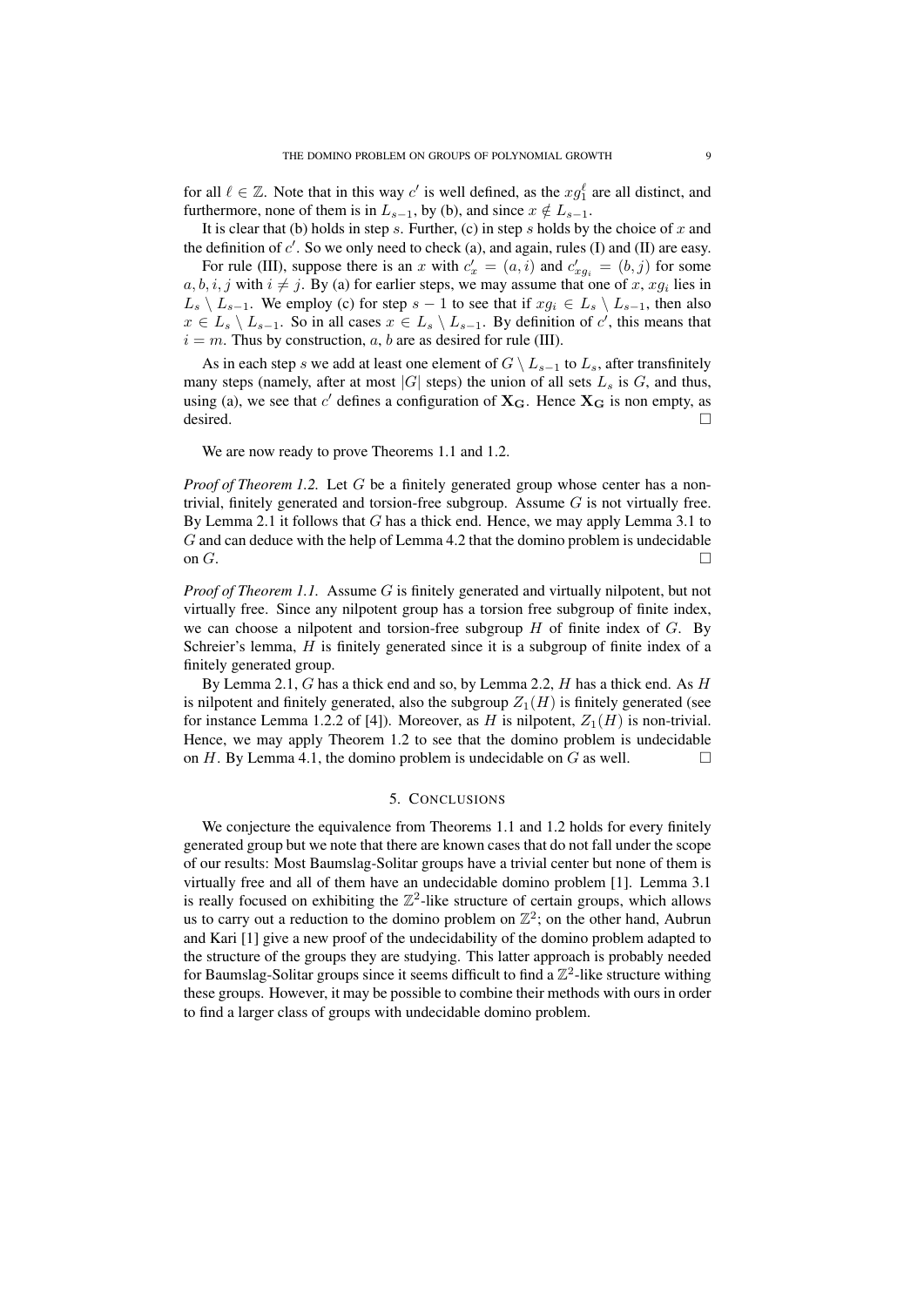for all $\ell \in \mathbb{Z}$. Note that in this way $c'$ is well defined, as the $xg_1^\ell$ are all distinct, and furthermore, none of them is in $L_{s-1}$, by (b), and since $x \notin L_{s-1}$.

It is clear that (b) holds in step $s$. Further, (c) in step $s$ holds by the choice of $x$ and the definition of $c'$. So we only need to check (a), and again, rules (I) and (II) are easy.

For rule (III), suppose there is an $x$ with $c'_x = (a, i)$ and $c'_{xg_i} = (b, j)$ for some $a, b, i, j$ with $i \neq j$. By (a) for earlier steps, we may assume that one of $x$, $xg_i$ lies in $L_s \setminus L_{s-1}$. We employ (c) for step $s-1$ to see that if $xg_i \in L_s \setminus L_{s-1}$, then also $x \in L_s \setminus L_{s-1}$. So in all cases $x \in L_s \setminus L_{s-1}$. By definition of $c'$, this means that $i = m$. Thus by construction, $a$, $b$ are as desired for rule (III).

As in each step $s$ we add at least one element of $G \setminus L_{s-1}$ to $L_s$, after transfinitely many steps (namely, after at most $|G|$ steps) the union of all sets $L_s$ is $G$, and thus, using (a), we see that $c'$ defines a configuration of $\mathbf{X_G}$. Hence $\mathbf{X_G}$ is non empty, as desired. □

We are now ready to prove Theorems 1.1 and 1.2.

*Proof of Theorem 1.2.* Let $G$ be a finitely generated group whose center has a non-trivial, finitely generated and torsion-free subgroup. Assume $G$ is not virtually free. By Lemma 2.1 it follows that $G$ has a thick end. Hence, we may apply Lemma 3.1 to $G$ and can deduce with the help of Lemma 4.2 that the domino problem is undecidable on $G$. □

*Proof of Theorem 1.1.* Assume $G$ is finitely generated and virtually nilpotent, but not virtually free. Since any nilpotent group has a torsion free subgroup of finite index, we can choose a nilpotent and torsion-free subgroup $H$ of finite index of $G$. By Schreier's lemma, $H$ is finitely generated since it is a subgroup of finite index of a finitely generated group.

By Lemma 2.1, $G$ has a thick end and so, by Lemma 2.2, $H$ has a thick end. As $H$ is nilpotent and finitely generated, also the subgroup $Z_1(H)$ is finitely generated (see for instance Lemma 1.2.2 of [4]). Moreover, as $H$ is nilpotent, $Z_1(H)$ is non-trivial. Hence, we may apply Theorem 1.2 to see that the domino problem is undecidable on $H$. By Lemma 4.1, the domino problem is undecidable on $G$ as well. □

## 5. Conclusions

We conjecture the equivalence from Theorems 1.1 and 1.2 holds for every finitely generated group but we note that there are known cases that do not fall under the scope of our results: Most Baumslag-Solitar groups have a trivial center but none of them is virtually free and all of them have an undecidable domino problem [1]. Lemma 3.1 is really focused on exhibiting the $\mathbb{Z}^2$-like structure of certain groups, which allows us to carry out a reduction to the domino problem on $\mathbb{Z}^2$; on the other hand, Aubrun and Kari [1] give a new proof of the undecidability of the domino problem adapted to the structure of the groups they are studying. This latter approach is probably needed for Baumslag-Solitar groups since it seems difficult to find a $\mathbb{Z}^2$-like structure withing these groups. However, it may be possible to combine their methods with ours in order to find a larger class of groups with undecidable domino problem.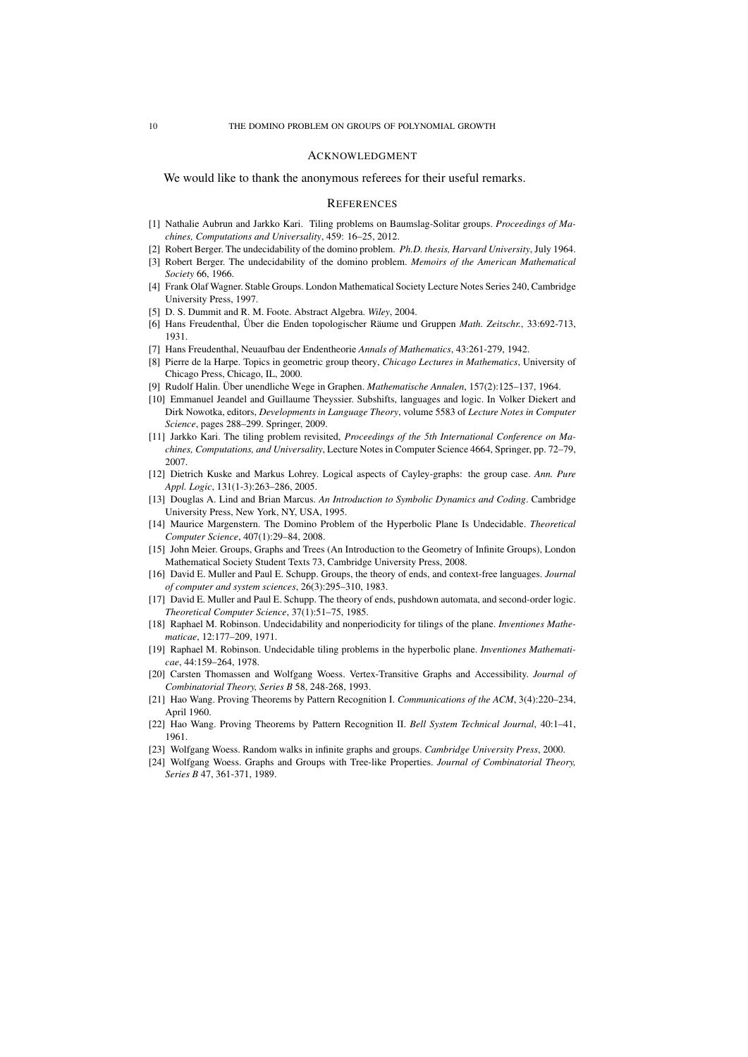## Acknowledgment

We would like to thank the anonymous referees for their useful remarks.

## References

[1] Nathalie Aubrun and Jarkko Kari. Tiling problems on Baumslag-Solitar groups. *Proceedings of Machines, Computations and Universality*, 459: 16–25, 2012.

[2] Robert Berger. The undecidability of the domino problem. *Ph.D. thesis, Harvard University*, July 1964.

[3] Robert Berger. The undecidability of the domino problem. *Memoirs of the American Mathematical Society* 66, 1966.

[4] Frank Olaf Wagner. Stable Groups. London Mathematical Society Lecture Notes Series 240, Cambridge University Press, 1997.

[5] D. S. Dummit and R. M. Foote. Abstract Algebra. *Wiley*, 2004.

[6] Hans Freudenthal, Über die Enden topologischer Räume und Gruppen *Math. Zeitschr.*, 33:692-713, 1931.

[7] Hans Freudenthal, Neuaufbau der Endentheorie *Annals of Mathematics*, 43:261-279, 1942.

[8] Pierre de la Harpe. Topics in geometric group theory, *Chicago Lectures in Mathematics*, University of Chicago Press, Chicago, IL, 2000.

[9] Rudolf Halin. Über unendliche Wege in Graphen. *Mathematische Annalen*, 157(2):125–137, 1964.

[10] Emmanuel Jeandel and Guillaume Theyssier. Subshifts, languages and logic. In Volker Diekert and Dirk Nowotka, editors, *Developments in Language Theory*, volume 5583 of *Lecture Notes in Computer Science*, pages 288–299. Springer, 2009.

[11] Jarkko Kari. The tiling problem revisited, *Proceedings of the 5th International Conference on Machines, Computations, and Universality*, Lecture Notes in Computer Science 4664, Springer, pp. 72–79, 2007.

[12] Dietrich Kuske and Markus Lohrey. Logical aspects of Cayley-graphs: the group case. *Ann. Pure Appl. Logic*, 131(1-3):263–286, 2005.

[13] Douglas A. Lind and Brian Marcus. *An Introduction to Symbolic Dynamics and Coding*. Cambridge University Press, New York, NY, USA, 1995.

[14] Maurice Margenstern. The Domino Problem of the Hyperbolic Plane Is Undecidable. *Theoretical Computer Science*, 407(1):29–84, 2008.

[15] John Meier. Groups, Graphs and Trees (An Introduction to the Geometry of Infinite Groups), London Mathematical Society Student Texts 73, Cambridge University Press, 2008.

[16] David E. Muller and Paul E. Schupp. Groups, the theory of ends, and context-free languages. *Journal of computer and system sciences*, 26(3):295–310, 1983.

[17] David E. Muller and Paul E. Schupp. The theory of ends, pushdown automata, and second-order logic. *Theoretical Computer Science*, 37(1):51–75, 1985.

[18] Raphael M. Robinson. Undecidability and nonperiodicity for tilings of the plane. *Inventiones Mathematicae*, 12:177–209, 1971.

[19] Raphael M. Robinson. Undecidable tiling problems in the hyperbolic plane. *Inventiones Mathematicae*, 44:159–264, 1978.

[20] Carsten Thomassen and Wolfgang Woess. Vertex-Transitive Graphs and Accessibility. *Journal of Combinatorial Theory, Series B* 58, 248-268, 1993.

[21] Hao Wang. Proving Theorems by Pattern Recognition I. *Communications of the ACM*, 3(4):220–234, April 1960.

[22] Hao Wang. Proving Theorems by Pattern Recognition II. *Bell System Technical Journal*, 40:1–41, 1961.

[23] Wolfgang Woess. Random walks in infinite graphs and groups. *Cambridge University Press*, 2000.

[24] Wolfgang Woess. Graphs and Groups with Tree-like Properties. *Journal of Combinatorial Theory, Series B* 47, 361-371, 1989.